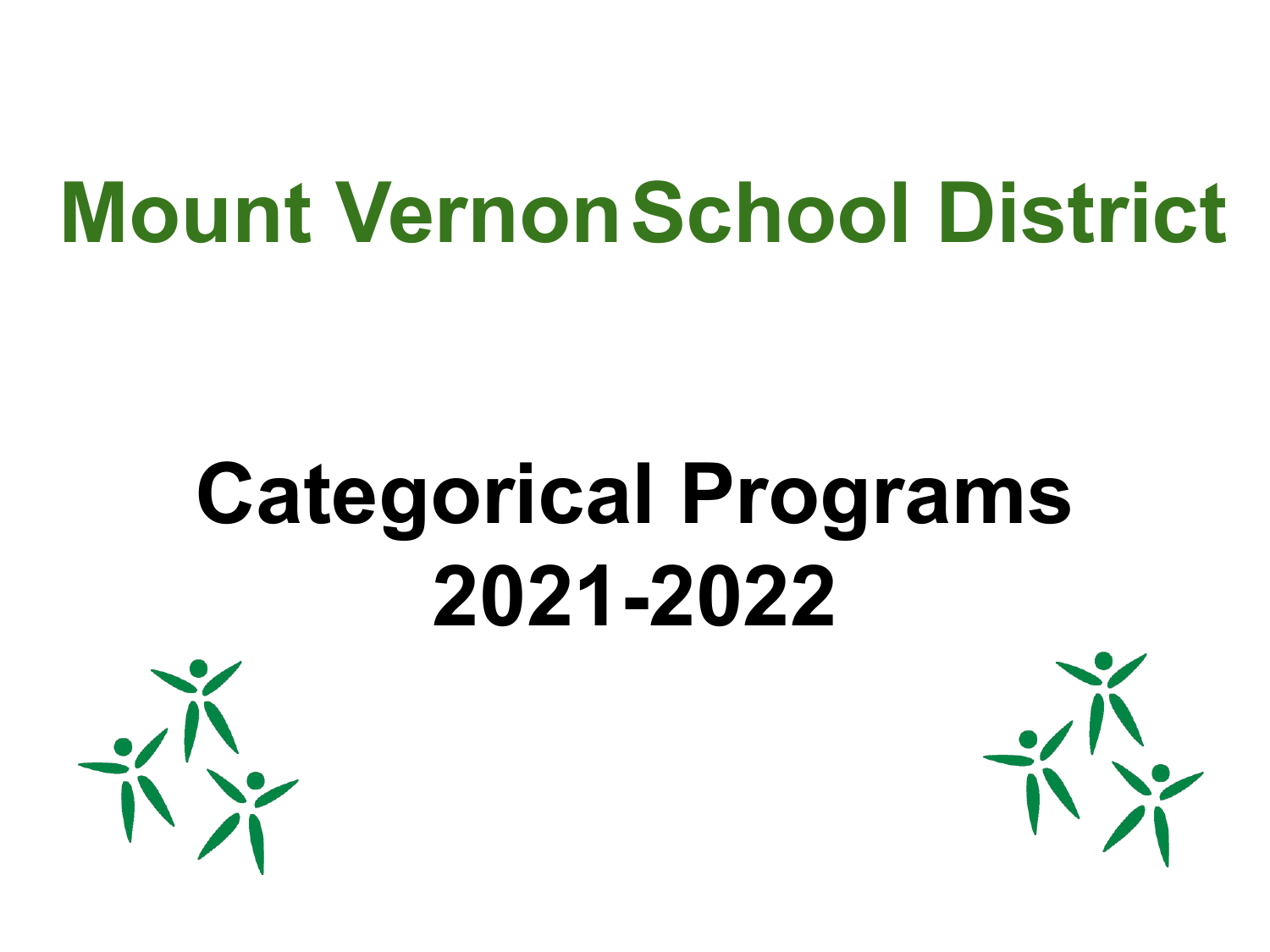# Mount Vernon School District

# Categorical Programs 2021-2022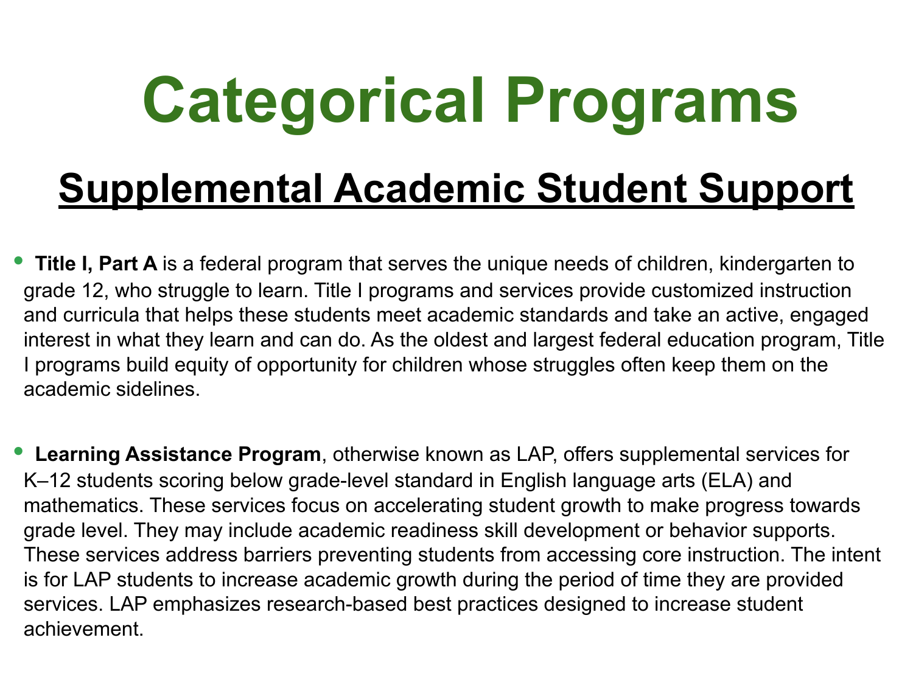# Categorical Programs

## Supplemental Academic Student Support

- **Title I, Part A** is a federal program that serves the unique needs of children, kindergarten to grade 12, who struggle to learn. Title I programs and services provide customized instruction and curricula that helps these students meet academic standards and take an active, engaged interest in what they learn and can do. As the oldest and largest federal education program, Title I programs build equity of opportunity for children whose struggles often keep them on the academic sidelines.

- **Learning Assistance Program**, otherwise known as LAP, offers supplemental services for K–12 students scoring below grade-level standard in English language arts (ELA) and mathematics. These services focus on accelerating student growth to make progress towards grade level. They may include academic readiness skill development or behavior supports. These services address barriers preventing students from accessing core instruction. The intent is for LAP students to increase academic growth during the period of time they are provided services. LAP emphasizes research-based best practices designed to increase student achievement.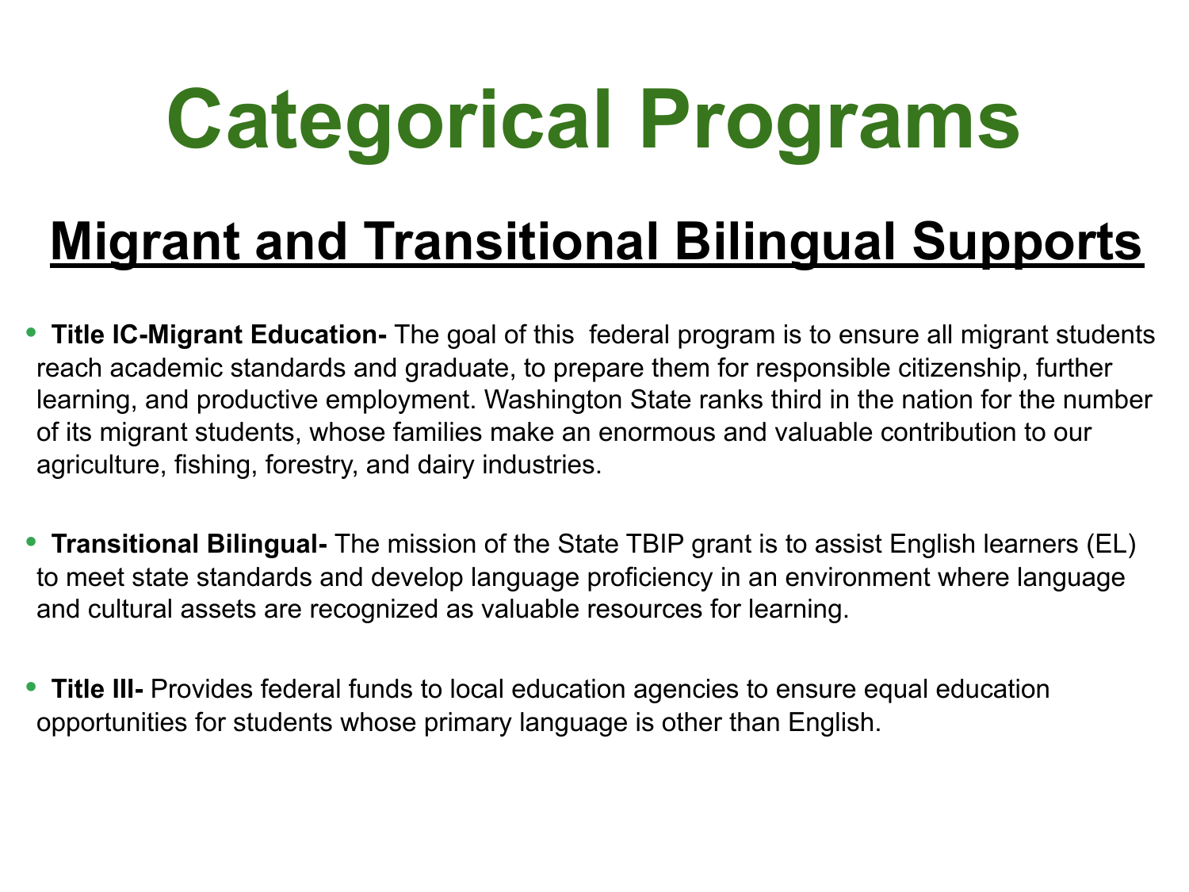# Categorical Programs

## Migrant and Transitional Bilingual Supports

- **Title IC-Migrant Education-** The goal of this federal program is to ensure all migrant students reach academic standards and graduate, to prepare them for responsible citizenship, further learning, and productive employment. Washington State ranks third in the nation for the number of its migrant students, whose families make an enormous and valuable contribution to our agriculture, fishing, forestry, and dairy industries.

- **Transitional Bilingual-** The mission of the State TBIP grant is to assist English learners (EL) to meet state standards and develop language proficiency in an environment where language and cultural assets are recognized as valuable resources for learning.

- **Title III-** Provides federal funds to local education agencies to ensure equal education opportunities for students whose primary language is other than English.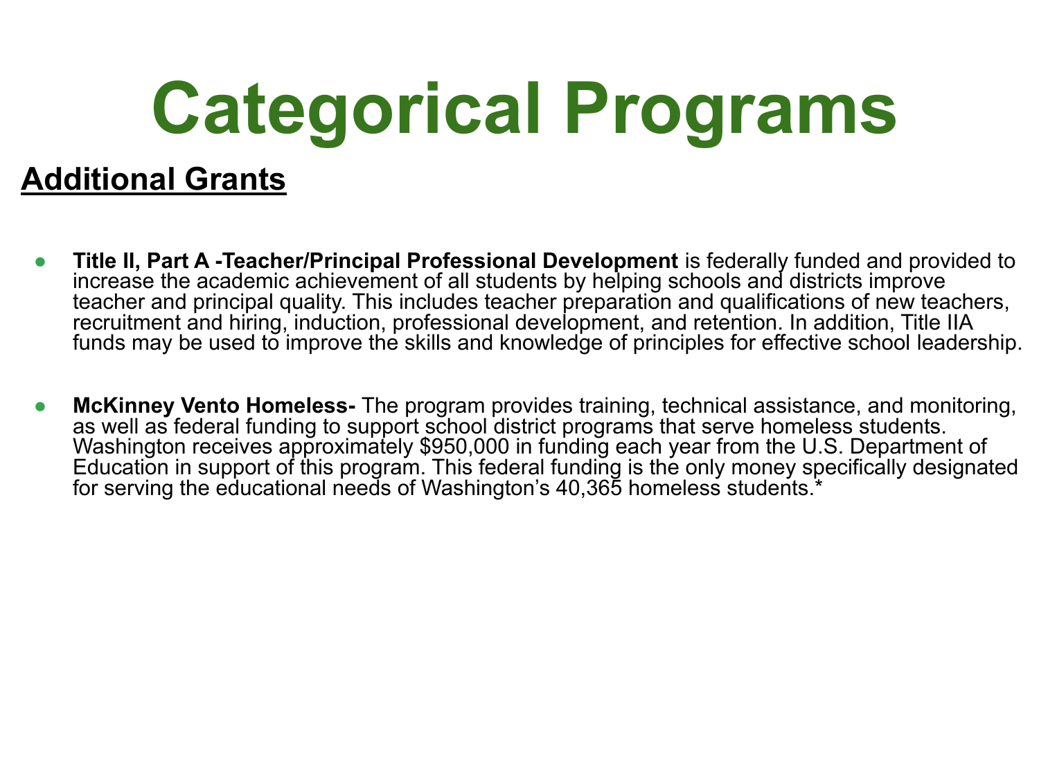# Categorical Programs

## Additional Grants

- **Title II, Part A -Teacher/Principal Professional Development** is federally funded and provided to increase the academic achievement of all students by helping schools and districts improve teacher and principal quality. This includes teacher preparation and qualifications of new teachers, recruitment and hiring, induction, professional development, and retention. In addition, Title IIA funds may be used to improve the skills and knowledge of principles for effective school leadership.

- **McKinney Vento Homeless-** The program provides training, technical assistance, and monitoring, as well as federal funding to support school district programs that serve homeless students. Washington receives approximately $950,000 in funding each year from the U.S. Department of Education in support of this program. This federal funding is the only money specifically designated for serving the educational needs of Washington's 40,365 homeless students.*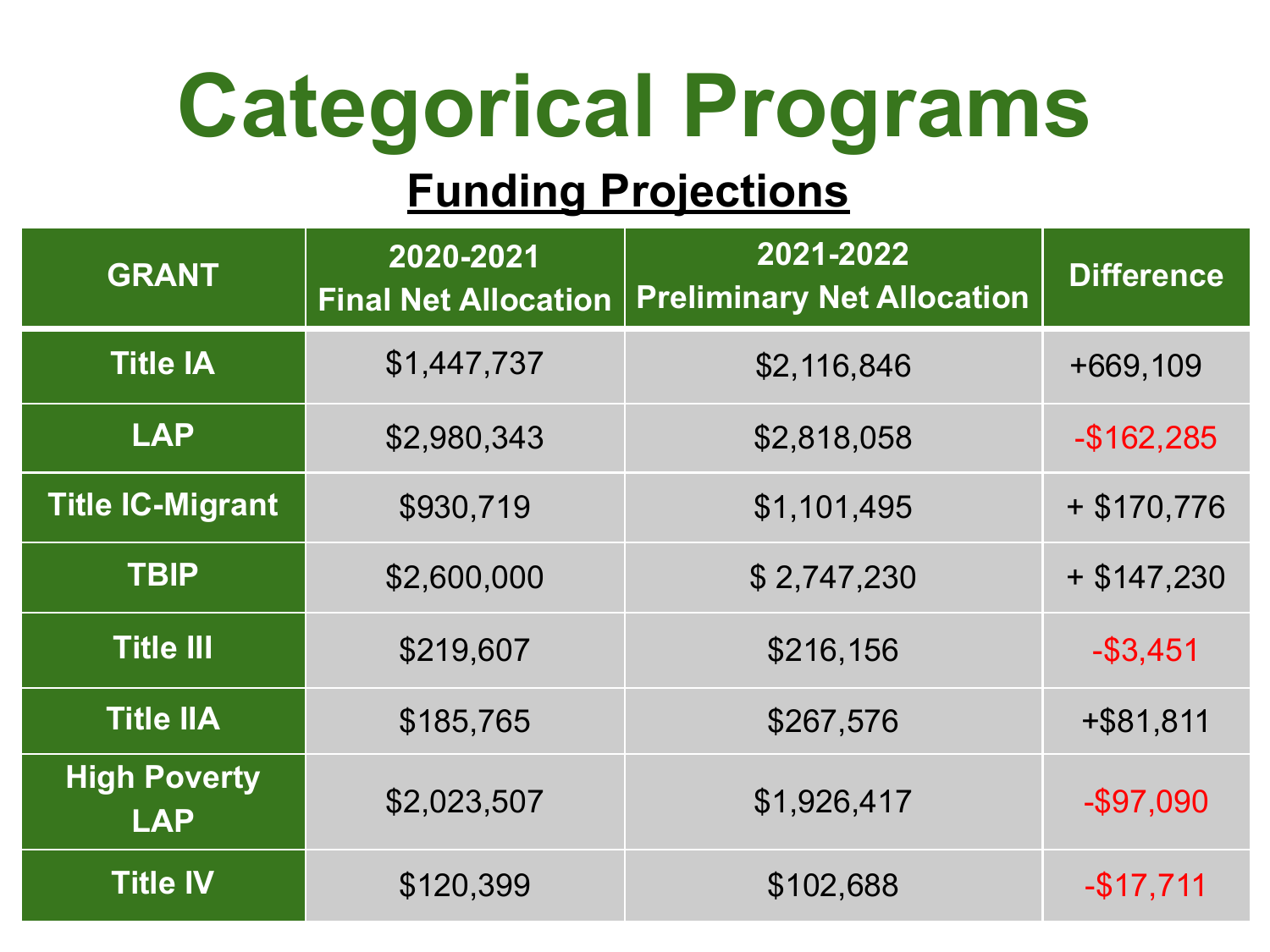# Categorical Programs

## Funding Projections

| GRANT | 2020-2021 Final Net Allocation | 2021-2022 Preliminary Net Allocation | Difference |
|---|---|---|---|
| Title IA | $1,447,737 | $2,116,846 | +669,109 |
| LAP | $2,980,343 | $2,818,058 | -$162,285 |
| Title IC-Migrant | $930,719 | $1,101,495 | + $170,776 |
| TBIP | $2,600,000 | $ 2,747,230 | + $147,230 |
| Title III | $219,607 | $216,156 | -$3,451 |
| Title IIA | $185,765 | $267,576 | +$81,811 |
| High Poverty LAP | $2,023,507 | $1,926,417 | -$97,090 |
| Title IV | $120,399 | $102,688 | -$17,711 |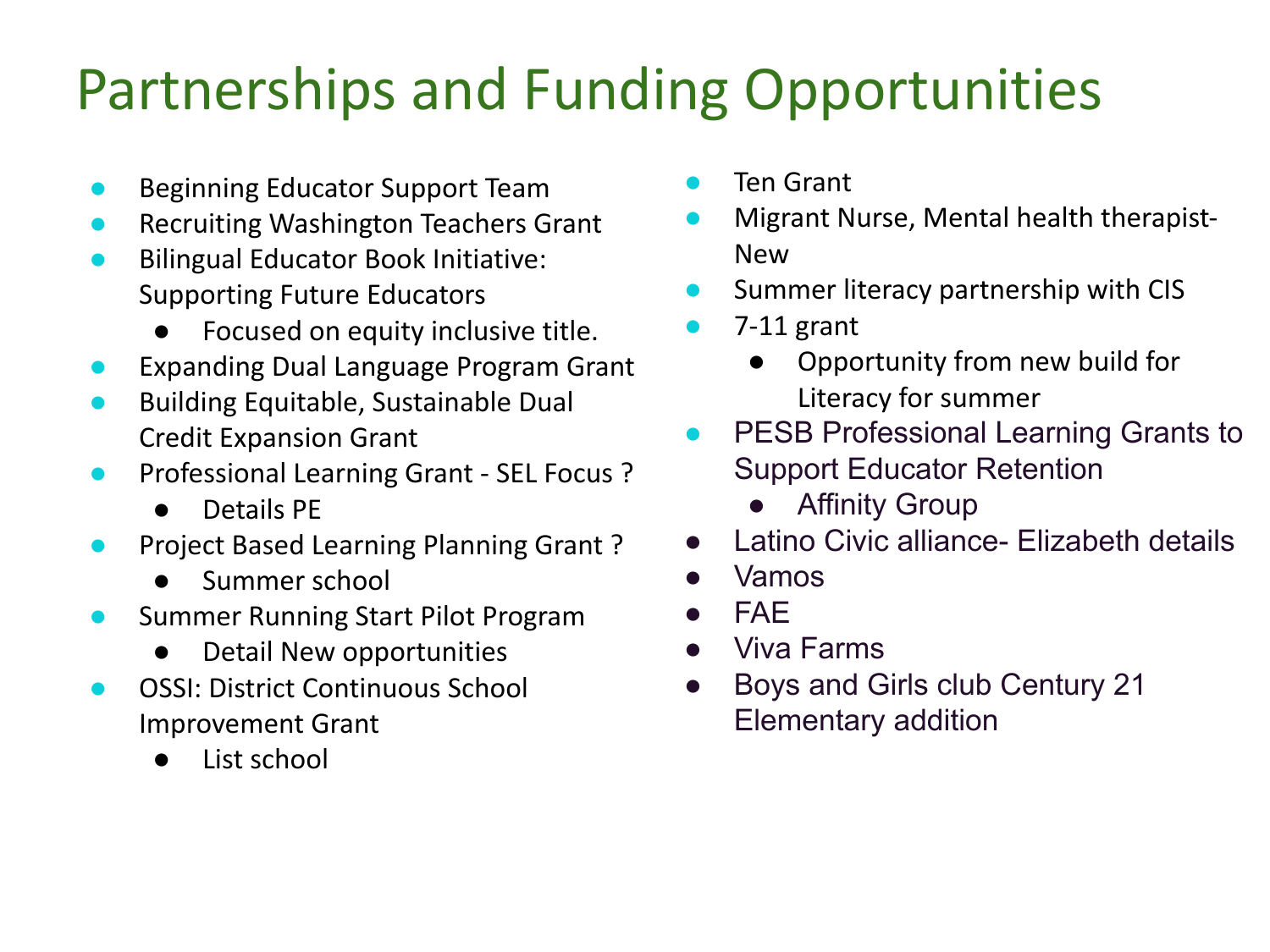# Partnerships and Funding Opportunities

- Beginning Educator Support Team
- Recruiting Washington Teachers Grant
- Bilingual Educator Book Initiative: Supporting Future Educators
  - Focused on equity inclusive title.
- Expanding Dual Language Program Grant
- Building Equitable, Sustainable Dual Credit Expansion Grant
- Professional Learning Grant - SEL Focus ?
  - Details PE
- Project Based Learning Planning Grant ?
  - Summer school
- Summer Running Start Pilot Program
  - Detail New opportunities
- OSSI: District Continuous School Improvement Grant
  - List school
- Ten Grant
- Migrant Nurse, Mental health therapist- New
- Summer literacy partnership with CIS
- 7-11 grant
  - Opportunity from new build for Literacy for summer
- PESB Professional Learning Grants to Support Educator Retention
  - Affinity Group
- Latino Civic alliance- Elizabeth details
- Vamos
- FAE
- Viva Farms
- Boys and Girls club Century 21 Elementary addition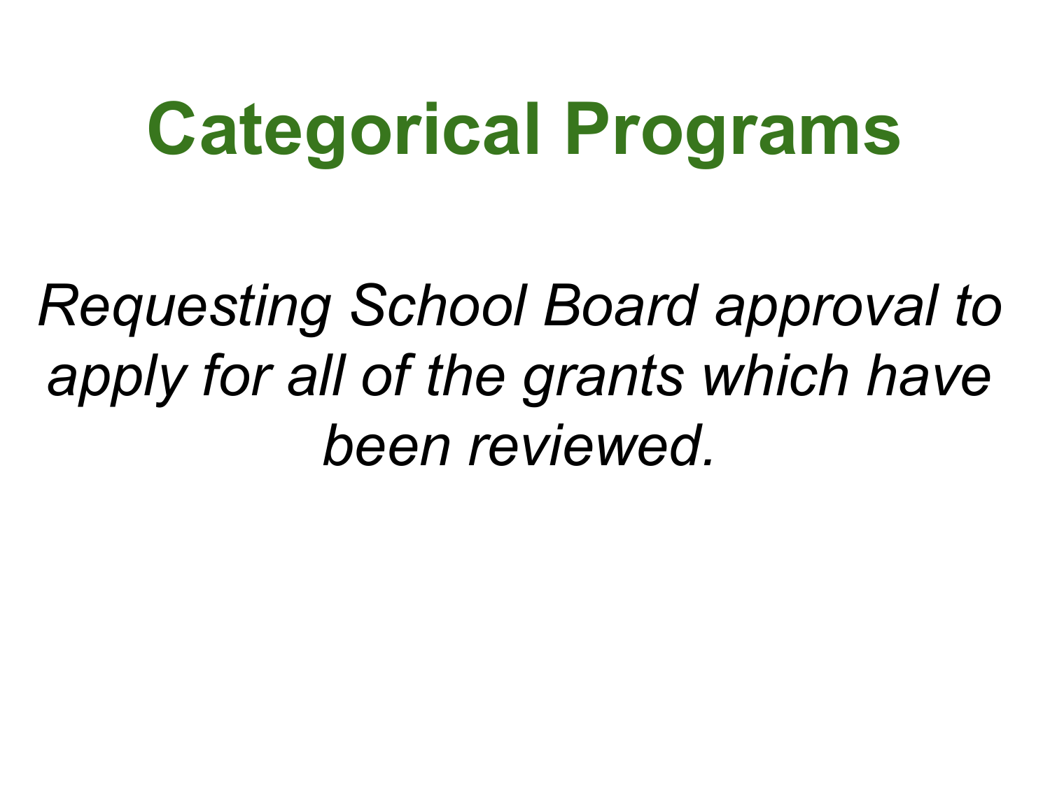# Categorical Programs

*Requesting School Board approval to apply for all of the grants which have been reviewed.*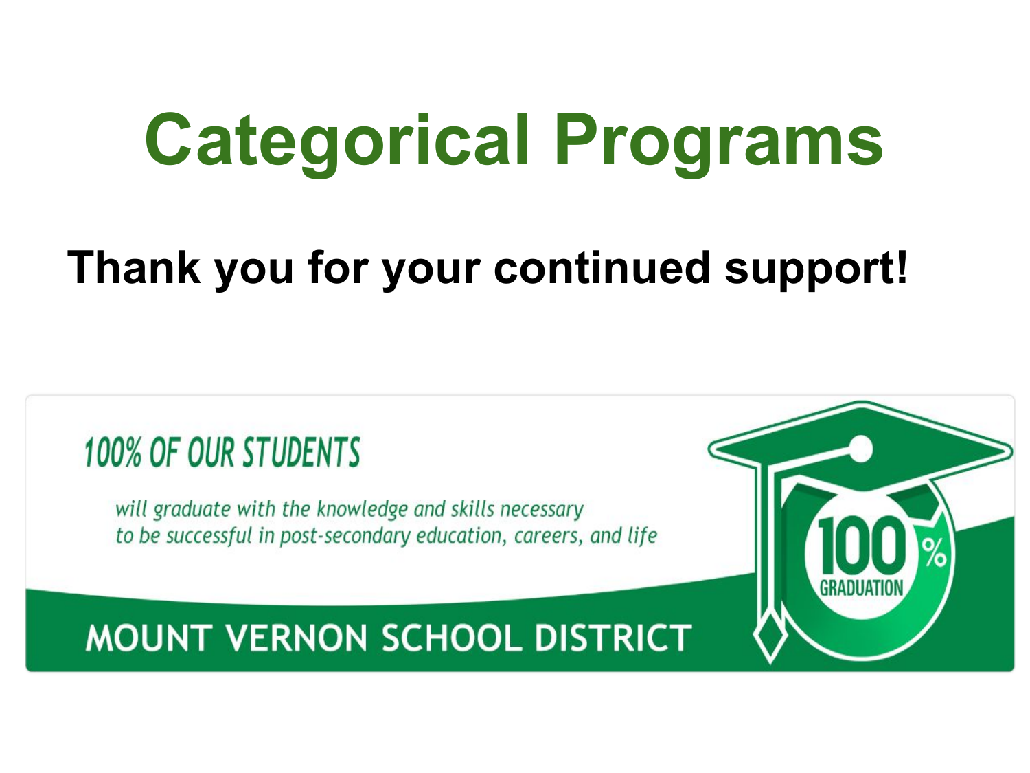# Categorical Programs

**Thank you for your continued support!**

100% OF OUR STUDENTS

*will graduate with the knowledge and skills necessary to be successful in post-secondary education, careers, and life*

MOUNT VERNON SCHOOL DISTRICT

100% GRADUATION